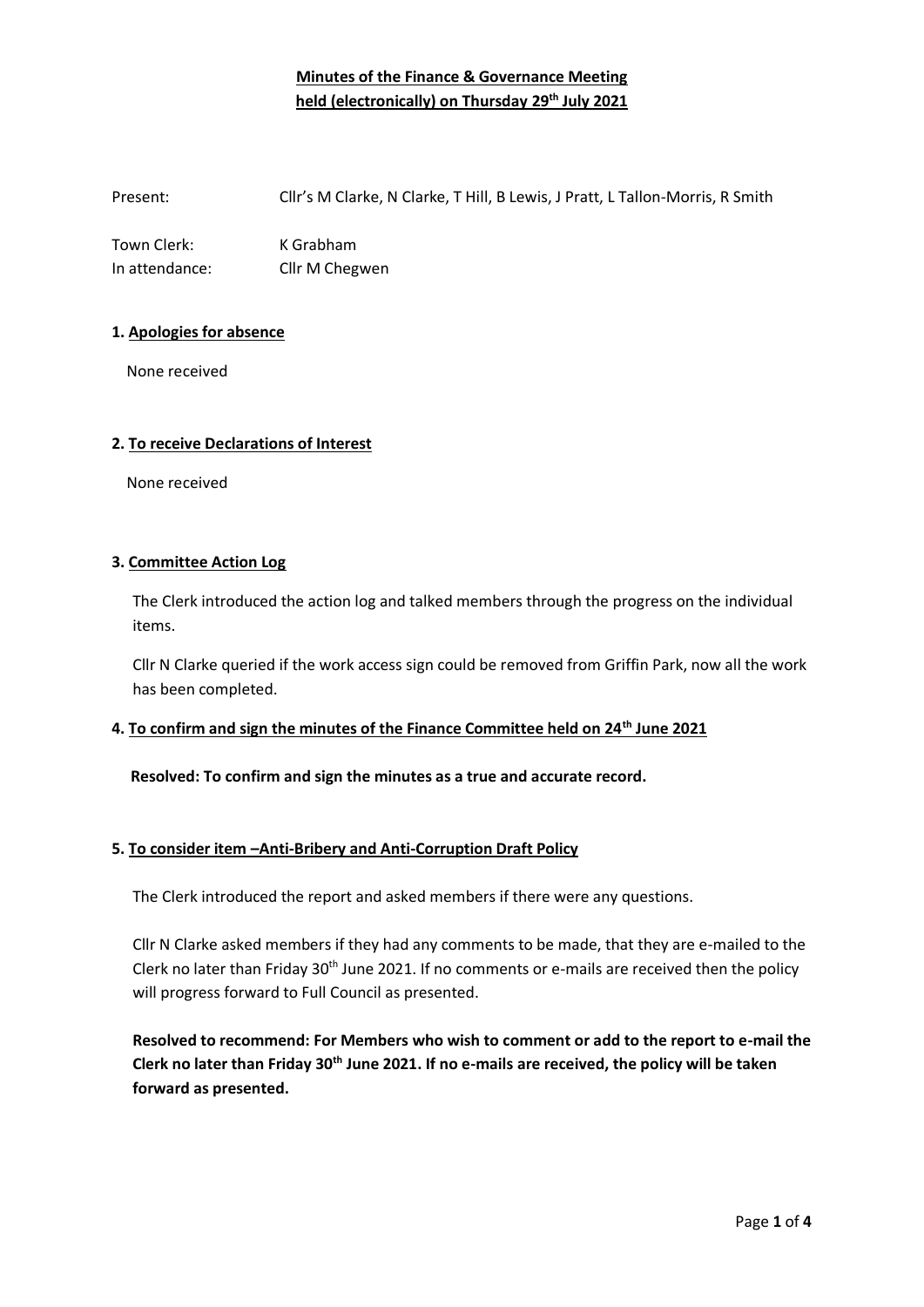# Minutes of the Finance & Governance Meeting held (electronically) on Thursday 29th July 2021

Present: Cllr's M Clarke, N Clarke, T Hill, B Lewis, J Pratt, L Tallon-Morris, R Smith

Town Clerk: K Grabham
In attendance: Cllr M Chegwen

## 1. Apologies for absence

None received

## 2. To receive Declarations of Interest

None received

## 3. Committee Action Log

The Clerk introduced the action log and talked members through the progress on the individual items.

Cllr N Clarke queried if the work access sign could be removed from Griffin Park, now all the work has been completed.

## 4. To confirm and sign the minutes of the Finance Committee held on 24th June 2021

**Resolved: To confirm and sign the minutes as a true and accurate record.**

## 5. To consider item –Anti-Bribery and Anti-Corruption Draft Policy

The Clerk introduced the report and asked members if there were any questions.

Cllr N Clarke asked members if they had any comments to be made, that they are e-mailed to the Clerk no later than Friday 30th June 2021. If no comments or e-mails are received then the policy will progress forward to Full Council as presented.

**Resolved to recommend: For Members who wish to comment or add to the report to e-mail the Clerk no later than Friday 30th June 2021. If no e-mails are received, the policy will be taken forward as presented.**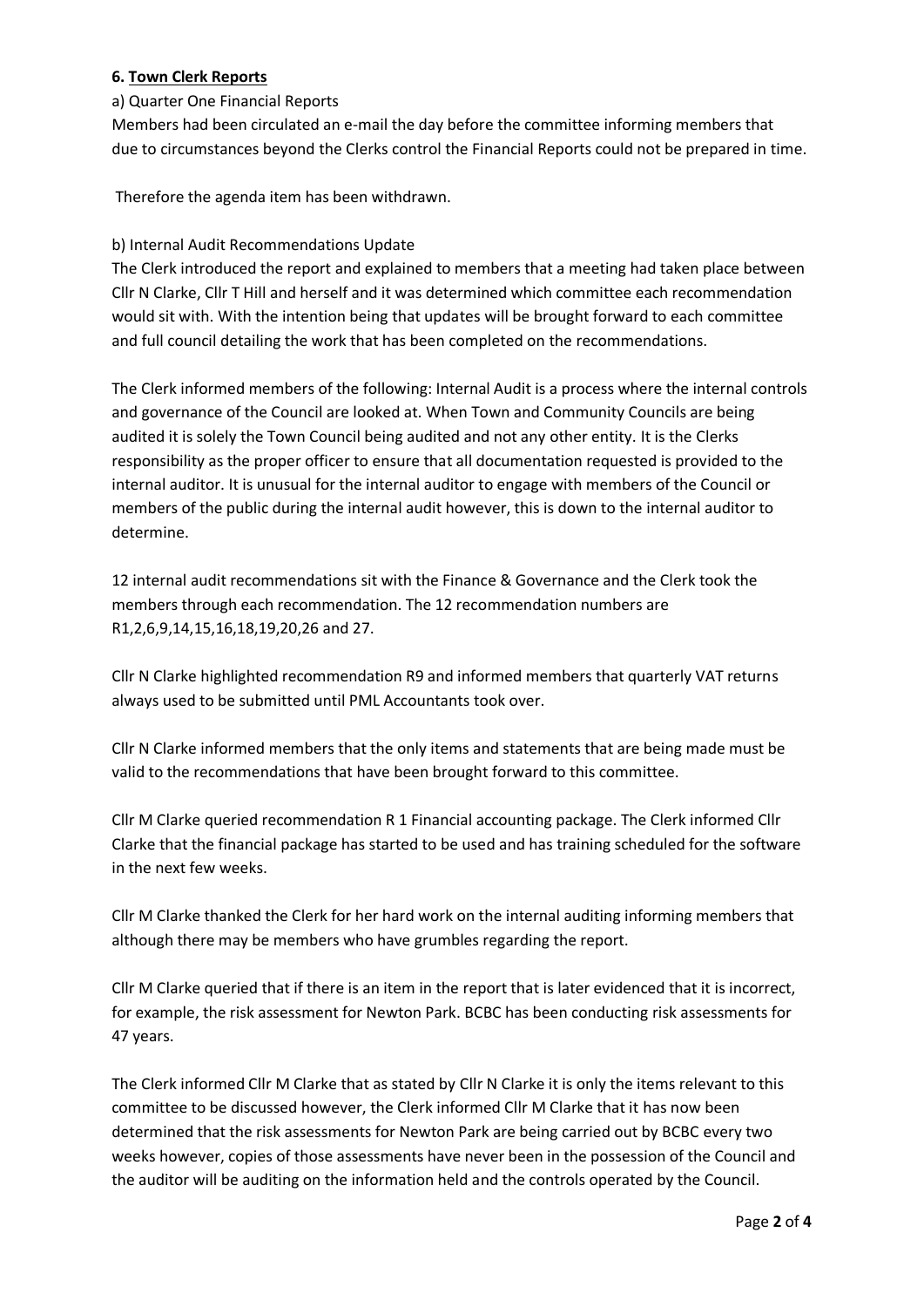**6. Town Clerk Reports**

a) Quarter One Financial Reports

Members had been circulated an e-mail the day before the committee informing members that due to circumstances beyond the Clerks control the Financial Reports could not be prepared in time.

Therefore the agenda item has been withdrawn.

b) Internal Audit Recommendations Update

The Clerk introduced the report and explained to members that a meeting had taken place between Cllr N Clarke, Cllr T Hill and herself and it was determined which committee each recommendation would sit with. With the intention being that updates will be brought forward to each committee and full council detailing the work that has been completed on the recommendations.

The Clerk informed members of the following: Internal Audit is a process where the internal controls and governance of the Council are looked at. When Town and Community Councils are being audited it is solely the Town Council being audited and not any other entity. It is the Clerks responsibility as the proper officer to ensure that all documentation requested is provided to the internal auditor. It is unusual for the internal auditor to engage with members of the Council or members of the public during the internal audit however, this is down to the internal auditor to determine.

12 internal audit recommendations sit with the Finance & Governance and the Clerk took the members through each recommendation. The 12 recommendation numbers are R1,2,6,9,14,15,16,18,19,20,26 and 27.

Cllr N Clarke highlighted recommendation R9 and informed members that quarterly VAT returns always used to be submitted until PML Accountants took over.

Cllr N Clarke informed members that the only items and statements that are being made must be valid to the recommendations that have been brought forward to this committee.

Cllr M Clarke queried recommendation R 1 Financial accounting package. The Clerk informed Cllr Clarke that the financial package has started to be used and has training scheduled for the software in the next few weeks.

Cllr M Clarke thanked the Clerk for her hard work on the internal auditing informing members that although there may be members who have grumbles regarding the report.

Cllr M Clarke queried that if there is an item in the report that is later evidenced that it is incorrect, for example, the risk assessment for Newton Park. BCBC has been conducting risk assessments for 47 years.

The Clerk informed Cllr M Clarke that as stated by Cllr N Clarke it is only the items relevant to this committee to be discussed however, the Clerk informed Cllr M Clarke that it has now been determined that the risk assessments for Newton Park are being carried out by BCBC every two weeks however, copies of those assessments have never been in the possession of the Council and the auditor will be auditing on the information held and the controls operated by the Council.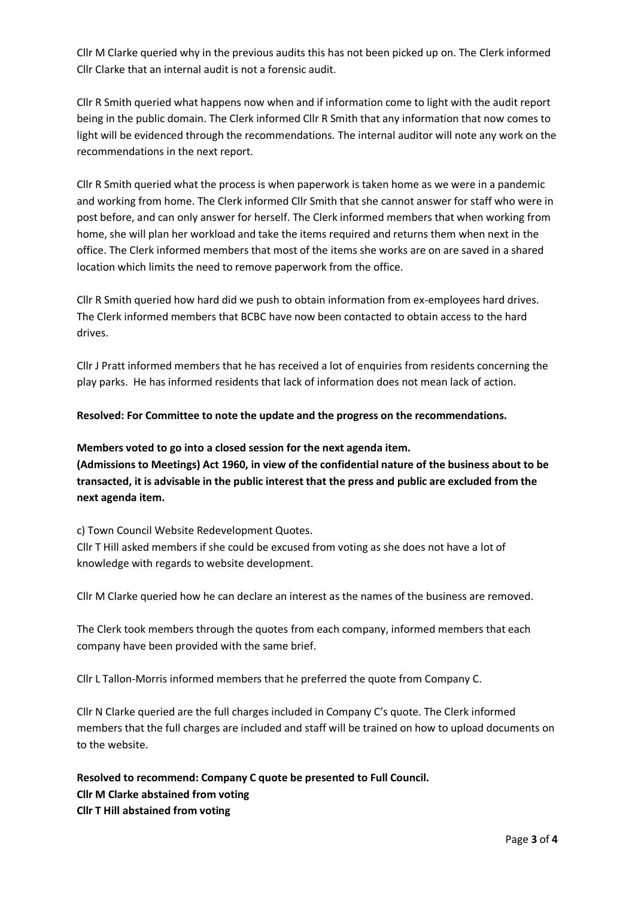Cllr M Clarke queried why in the previous audits this has not been picked up on. The Clerk informed Cllr Clarke that an internal audit is not a forensic audit.

Cllr R Smith queried what happens now when and if information come to light with the audit report being in the public domain. The Clerk informed Cllr R Smith that any information that now comes to light will be evidenced through the recommendations. The internal auditor will note any work on the recommendations in the next report.

Cllr R Smith queried what the process is when paperwork is taken home as we were in a pandemic and working from home. The Clerk informed Cllr Smith that she cannot answer for staff who were in post before, and can only answer for herself. The Clerk informed members that when working from home, she will plan her workload and take the items required and returns them when next in the office. The Clerk informed members that most of the items she works are on are saved in a shared location which limits the need to remove paperwork from the office.

Cllr R Smith queried how hard did we push to obtain information from ex-employees hard drives. The Clerk informed members that BCBC have now been contacted to obtain access to the hard drives.

Cllr J Pratt informed members that he has received a lot of enquiries from residents concerning the play parks. He has informed residents that lack of information does not mean lack of action.

**Resolved: For Committee to note the update and the progress on the recommendations.**

**Members voted to go into a closed session for the next agenda item.**
**(Admissions to Meetings) Act 1960, in view of the confidential nature of the business about to be transacted, it is advisable in the public interest that the press and public are excluded from the next agenda item.**

c) Town Council Website Redevelopment Quotes.
Cllr T Hill asked members if she could be excused from voting as she does not have a lot of knowledge with regards to website development.

Cllr M Clarke queried how he can declare an interest as the names of the business are removed.

The Clerk took members through the quotes from each company, informed members that each company have been provided with the same brief.

Cllr L Tallon-Morris informed members that he preferred the quote from Company C.

Cllr N Clarke queried are the full charges included in Company C's quote. The Clerk informed members that the full charges are included and staff will be trained on how to upload documents on to the website.

**Resolved to recommend: Company C quote be presented to Full Council.**
**Cllr M Clarke abstained from voting**
**Cllr T Hill abstained from voting**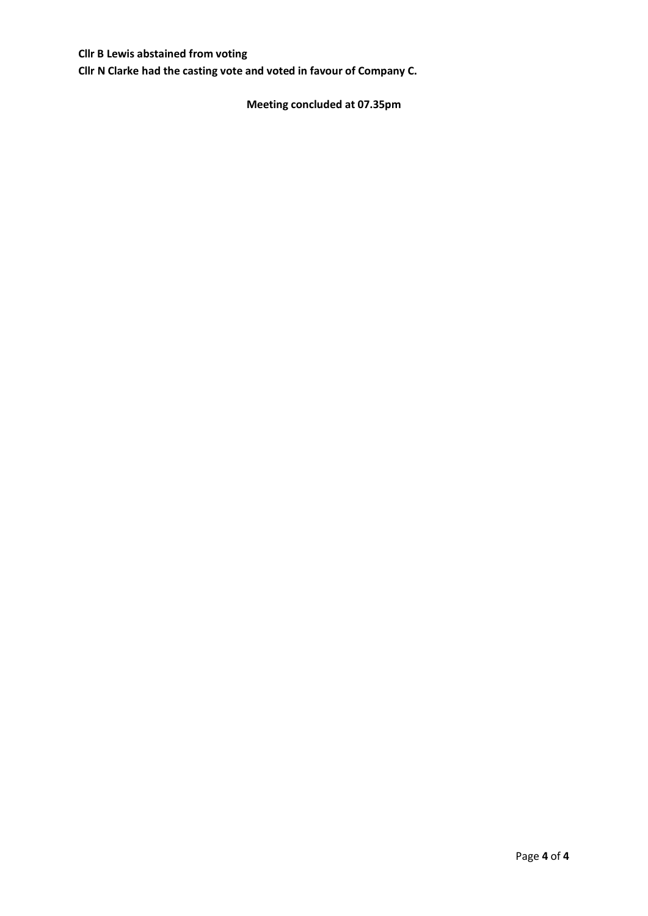**Cllr B Lewis abstained from voting**
**Cllr N Clarke had the casting vote and voted in favour of Company C.**

**Meeting concluded at 07.35pm**